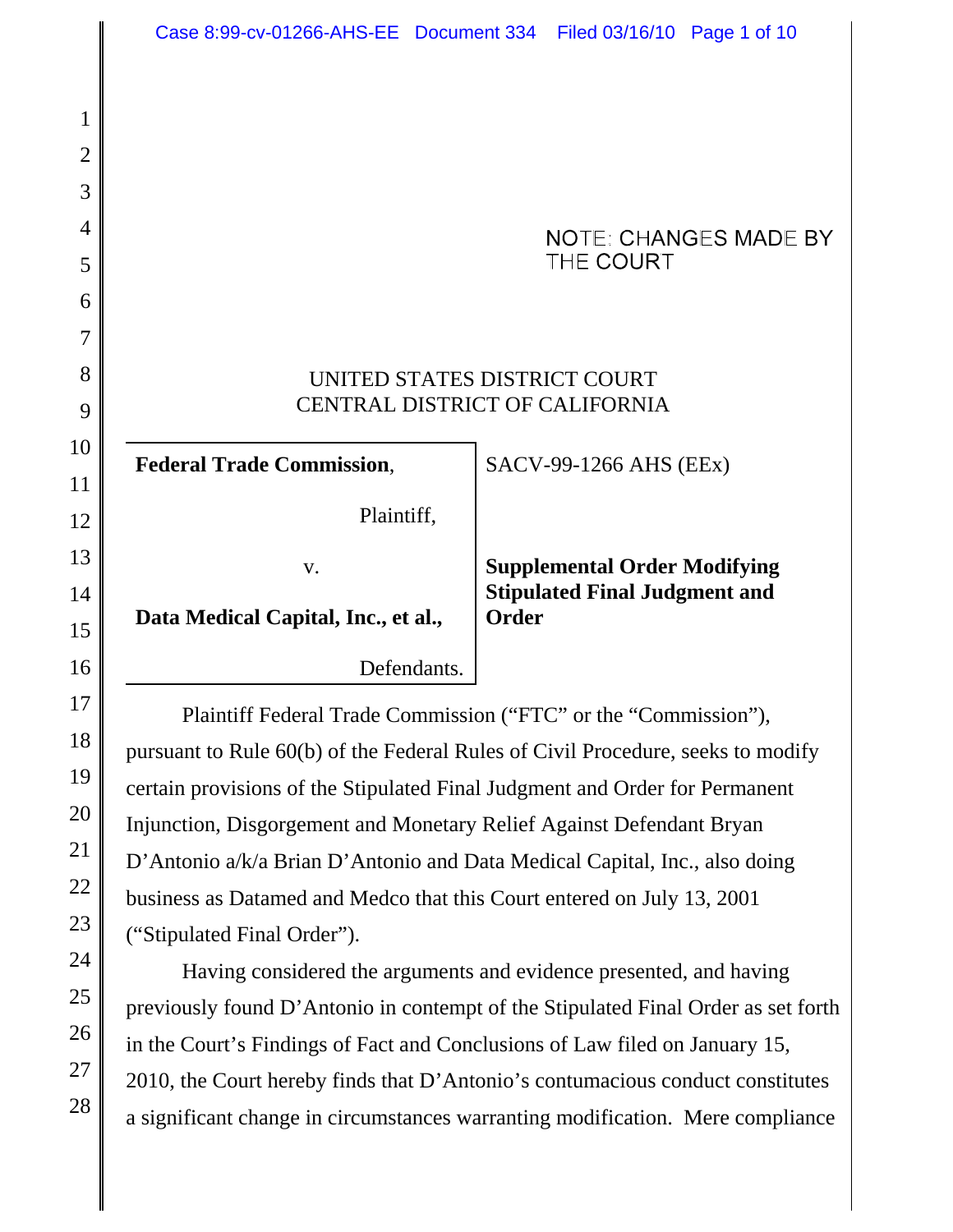NOTE: CHANGES MADE BY THE COURT

UNITED STATES DISTRICT COURT
CENTRAL DISTRICT OF CALIFORNIA

| | |
|---|---|
| **Federal Trade Commission**, Plaintiff, v. **Data Medical Capital, Inc., et al.,** Defendants. | SACV-99-1266 AHS (EEx) **Supplemental Order Modifying Stipulated Final Judgment and Order** |

Plaintiff Federal Trade Commission ("FTC" or the "Commission"), pursuant to Rule 60(b) of the Federal Rules of Civil Procedure, seeks to modify certain provisions of the Stipulated Final Judgment and Order for Permanent Injunction, Disgorgement and Monetary Relief Against Defendant Bryan D'Antonio a/k/a Brian D'Antonio and Data Medical Capital, Inc., also doing business as Datamed and Medco that this Court entered on July 13, 2001 ("Stipulated Final Order").

Having considered the arguments and evidence presented, and having previously found D'Antonio in contempt of the Stipulated Final Order as set forth in the Court's Findings of Fact and Conclusions of Law filed on January 15, 2010, the Court hereby finds that D'Antonio's contumacious conduct constitutes a significant change in circumstances warranting modification. Mere compliance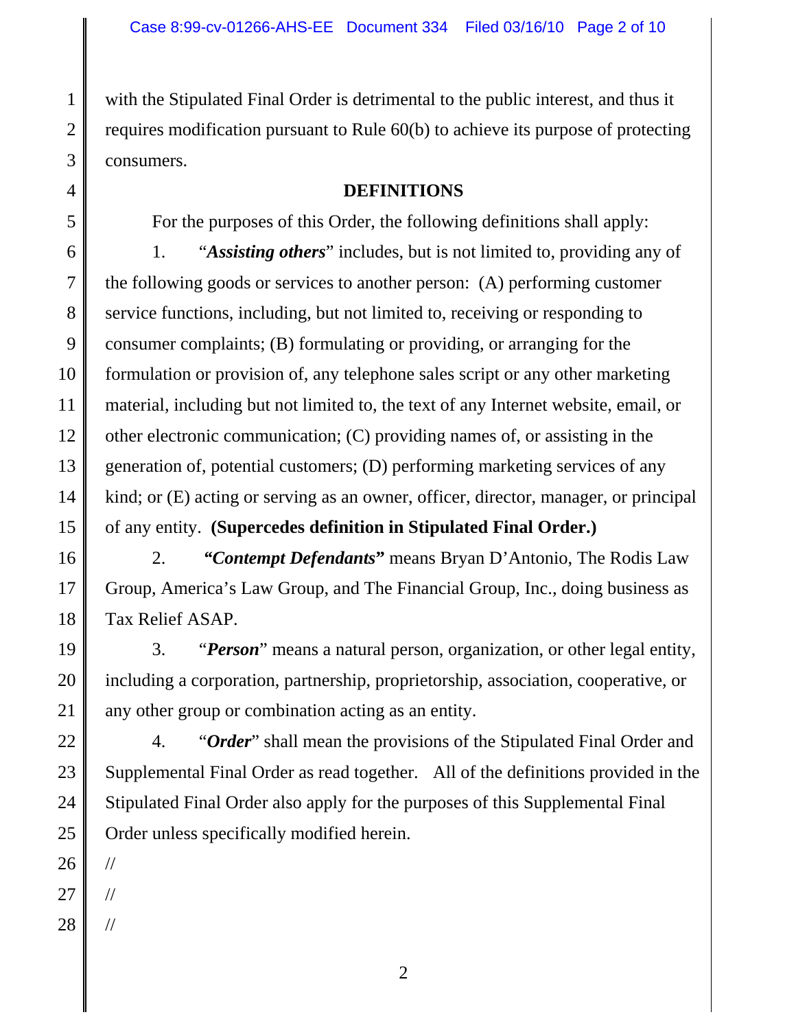with the Stipulated Final Order is detrimental to the public interest, and thus it requires modification pursuant to Rule 60(b) to achieve its purpose of protecting consumers.

## DEFINITIONS

For the purposes of this Order, the following definitions shall apply:

1. "***Assisting others***" includes, but is not limited to, providing any of the following goods or services to another person: (A) performing customer service functions, including, but not limited to, receiving or responding to consumer complaints; (B) formulating or providing, or arranging for the formulation or provision of, any telephone sales script or any other marketing material, including but not limited to, the text of any Internet website, email, or other electronic communication; (C) providing names of, or assisting in the generation of, potential customers; (D) performing marketing services of any kind; or (E) acting or serving as an owner, officer, director, manager, or principal of any entity. **(Supercedes definition in Stipulated Final Order.)**

2. ***"Contempt Defendants"*** means Bryan D'Antonio, The Rodis Law Group, America's Law Group, and The Financial Group, Inc., doing business as Tax Relief ASAP.

3. "***Person***" means a natural person, organization, or other legal entity, including a corporation, partnership, proprietorship, association, cooperative, or any other group or combination acting as an entity.

4. "***Order***" shall mean the provisions of the Stipulated Final Order and Supplemental Final Order as read together. All of the definitions provided in the Stipulated Final Order also apply for the purposes of this Supplemental Final Order unless specifically modified herein.

//

//

//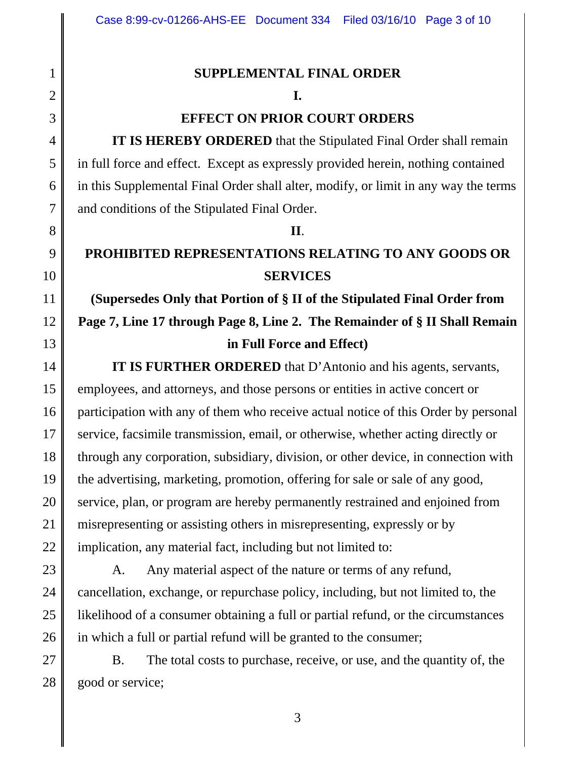# SUPPLEMENTAL FINAL ORDER

## I.

## EFFECT ON PRIOR COURT ORDERS

**IT IS HEREBY ORDERED** that the Stipulated Final Order shall remain in full force and effect. Except as expressly provided herein, nothing contained in this Supplemental Final Order shall alter, modify, or limit in any way the terms and conditions of the Stipulated Final Order.

## II.

## PROHIBITED REPRESENTATIONS RELATING TO ANY GOODS OR SERVICES

**(Supersedes Only that Portion of § II of the Stipulated Final Order from Page 7, Line 17 through Page 8, Line 2. The Remainder of § II Shall Remain in Full Force and Effect)**

**IT IS FURTHER ORDERED** that D'Antonio and his agents, servants, employees, and attorneys, and those persons or entities in active concert or participation with any of them who receive actual notice of this Order by personal service, facsimile transmission, email, or otherwise, whether acting directly or through any corporation, subsidiary, division, or other device, in connection with the advertising, marketing, promotion, offering for sale or sale of any good, service, plan, or program are hereby permanently restrained and enjoined from misrepresenting or assisting others in misrepresenting, expressly or by implication, any material fact, including but not limited to:

A. Any material aspect of the nature or terms of any refund, cancellation, exchange, or repurchase policy, including, but not limited to, the likelihood of a consumer obtaining a full or partial refund, or the circumstances in which a full or partial refund will be granted to the consumer;

B. The total costs to purchase, receive, or use, and the quantity of, the good or service;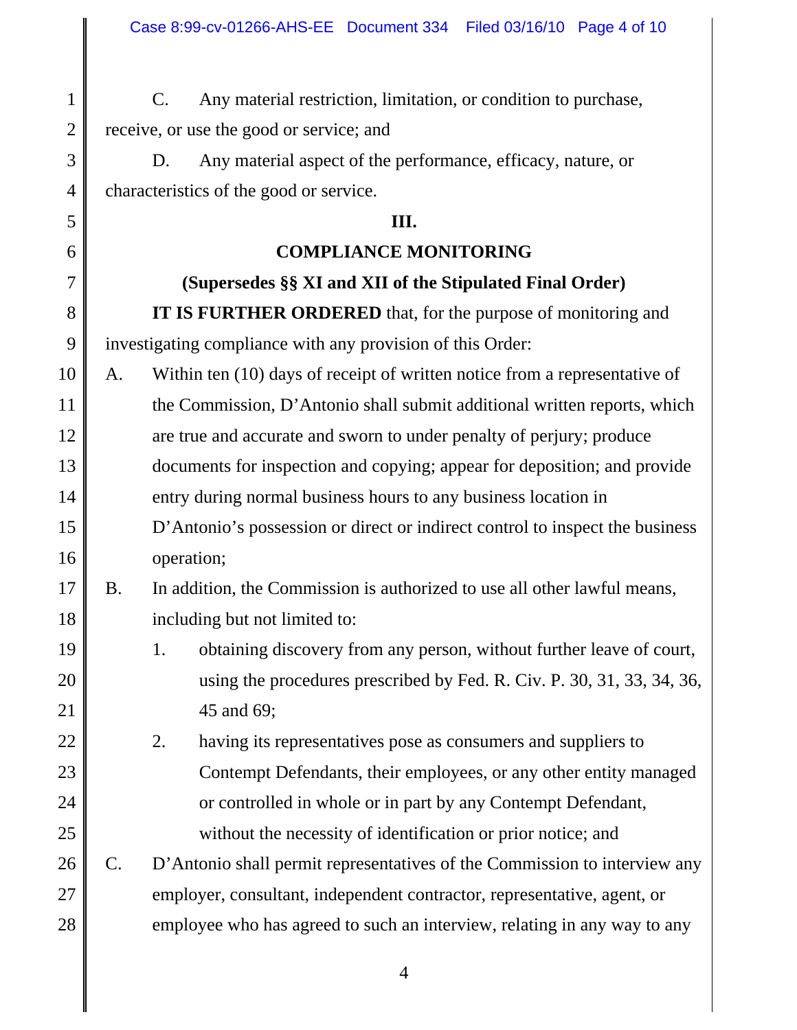C. Any material restriction, limitation, or condition to purchase, receive, or use the good or service; and

D. Any material aspect of the performance, efficacy, nature, or characteristics of the good or service.

**III.**

**COMPLIANCE MONITORING**

**(Supersedes §§ XI and XII of the Stipulated Final Order)**

**IT IS FURTHER ORDERED** that, for the purpose of monitoring and investigating compliance with any provision of this Order:

A. Within ten (10) days of receipt of written notice from a representative of the Commission, D'Antonio shall submit additional written reports, which are true and accurate and sworn to under penalty of perjury; produce documents for inspection and copying; appear for deposition; and provide entry during normal business hours to any business location in D'Antonio's possession or direct or indirect control to inspect the business operation;

B. In addition, the Commission is authorized to use all other lawful means, including but not limited to:

   1. obtaining discovery from any person, without further leave of court, using the procedures prescribed by Fed. R. Civ. P. 30, 31, 33, 34, 36, 45 and 69;

   2. having its representatives pose as consumers and suppliers to Contempt Defendants, their employees, or any other entity managed or controlled in whole or in part by any Contempt Defendant, without the necessity of identification or prior notice; and

C. D'Antonio shall permit representatives of the Commission to interview any employer, consultant, independent contractor, representative, agent, or employee who has agreed to such an interview, relating in any way to any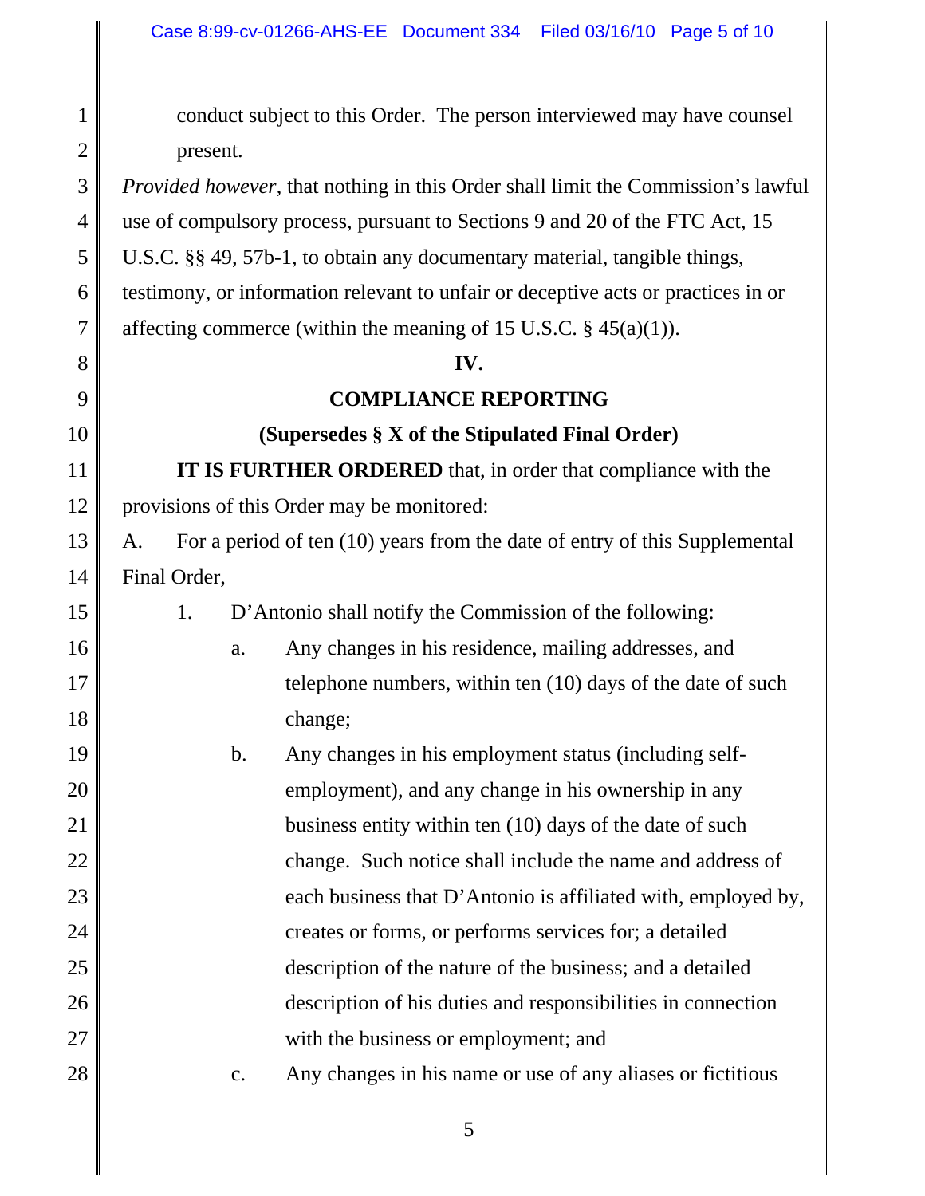conduct subject to this Order. The person interviewed may have counsel present.

*Provided however*, that nothing in this Order shall limit the Commission's lawful use of compulsory process, pursuant to Sections 9 and 20 of the FTC Act, 15 U.S.C. §§ 49, 57b-1, to obtain any documentary material, tangible things, testimony, or information relevant to unfair or deceptive acts or practices in or affecting commerce (within the meaning of 15 U.S.C. § 45(a)(1)).

**IV.**

**COMPLIANCE REPORTING**

**(Supersedes § X of the Stipulated Final Order)**

**IT IS FURTHER ORDERED** that, in order that compliance with the provisions of this Order may be monitored:

A. For a period of ten (10) years from the date of entry of this Supplemental Final Order,

1. D'Antonio shall notify the Commission of the following:

   a. Any changes in his residence, mailing addresses, and telephone numbers, within ten (10) days of the date of such change;

   b. Any changes in his employment status (including self-employment), and any change in his ownership in any business entity within ten (10) days of the date of such change. Such notice shall include the name and address of each business that D'Antonio is affiliated with, employed by, creates or forms, or performs services for; a detailed description of the nature of the business; and a detailed description of his duties and responsibilities in connection with the business or employment; and

   c. Any changes in his name or use of any aliases or fictitious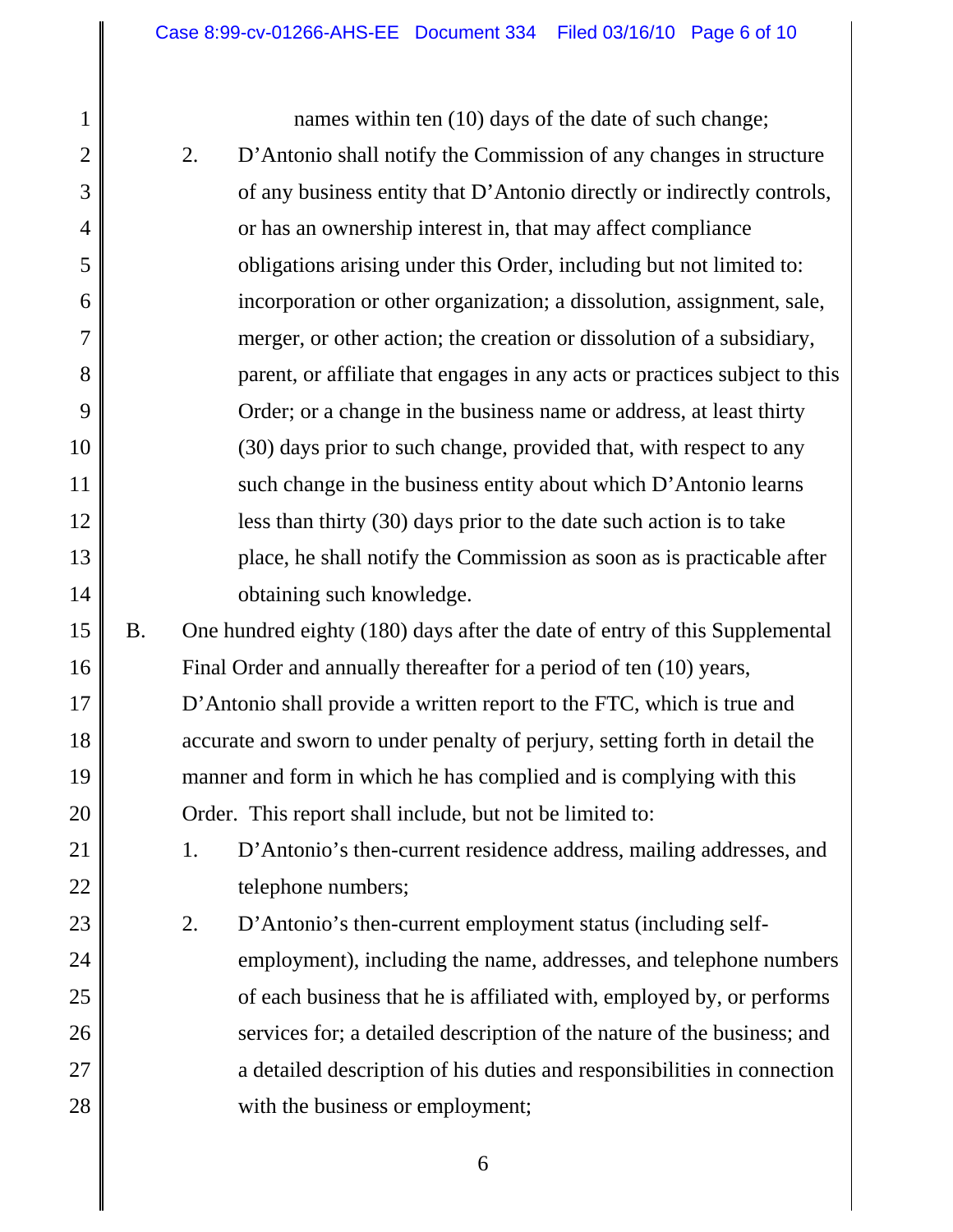names within ten (10) days of the date of such change;

2. D'Antonio shall notify the Commission of any changes in structure of any business entity that D'Antonio directly or indirectly controls, or has an ownership interest in, that may affect compliance obligations arising under this Order, including but not limited to: incorporation or other organization; a dissolution, assignment, sale, merger, or other action; the creation or dissolution of a subsidiary, parent, or affiliate that engages in any acts or practices subject to this Order; or a change in the business name or address, at least thirty (30) days prior to such change, provided that, with respect to any such change in the business entity about which D'Antonio learns less than thirty (30) days prior to the date such action is to take place, he shall notify the Commission as soon as is practicable after obtaining such knowledge.

B. One hundred eighty (180) days after the date of entry of this Supplemental Final Order and annually thereafter for a period of ten (10) years, D'Antonio shall provide a written report to the FTC, which is true and accurate and sworn to under penalty of perjury, setting forth in detail the manner and form in which he has complied and is complying with this Order. This report shall include, but not be limited to:

1. D'Antonio's then-current residence address, mailing addresses, and telephone numbers;

2. D'Antonio's then-current employment status (including self-employment), including the name, addresses, and telephone numbers of each business that he is affiliated with, employed by, or performs services for; a detailed description of the nature of the business; and a detailed description of his duties and responsibilities in connection with the business or employment;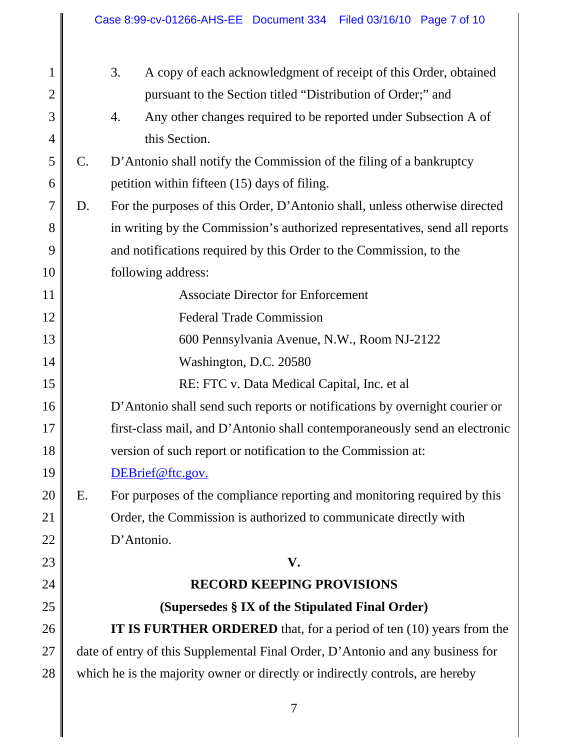3. A copy of each acknowledgment of receipt of this Order, obtained pursuant to the Section titled "Distribution of Order;" and

4. Any other changes required to be reported under Subsection A of this Section.

C. D'Antonio shall notify the Commission of the filing of a bankruptcy petition within fifteen (15) days of filing.

D. For the purposes of this Order, D'Antonio shall, unless otherwise directed in writing by the Commission's authorized representatives, send all reports and notifications required by this Order to the Commission, to the following address:

Associate Director for Enforcement
Federal Trade Commission
600 Pennsylvania Avenue, N.W., Room NJ-2122
Washington, D.C. 20580
RE: FTC v. Data Medical Capital, Inc. et al

D'Antonio shall send such reports or notifications by overnight courier or first-class mail, and D'Antonio shall contemporaneously send an electronic version of such report or notification to the Commission at: DEBrief@ftc.gov.

E. For purposes of the compliance reporting and monitoring required by this Order, the Commission is authorized to communicate directly with D'Antonio.

## V.

## RECORD KEEPING PROVISIONS
## (Supersedes § IX of the Stipulated Final Order)

**IT IS FURTHER ORDERED** that, for a period of ten (10) years from the date of entry of this Supplemental Final Order, D'Antonio and any business for which he is the majority owner or directly or indirectly controls, are hereby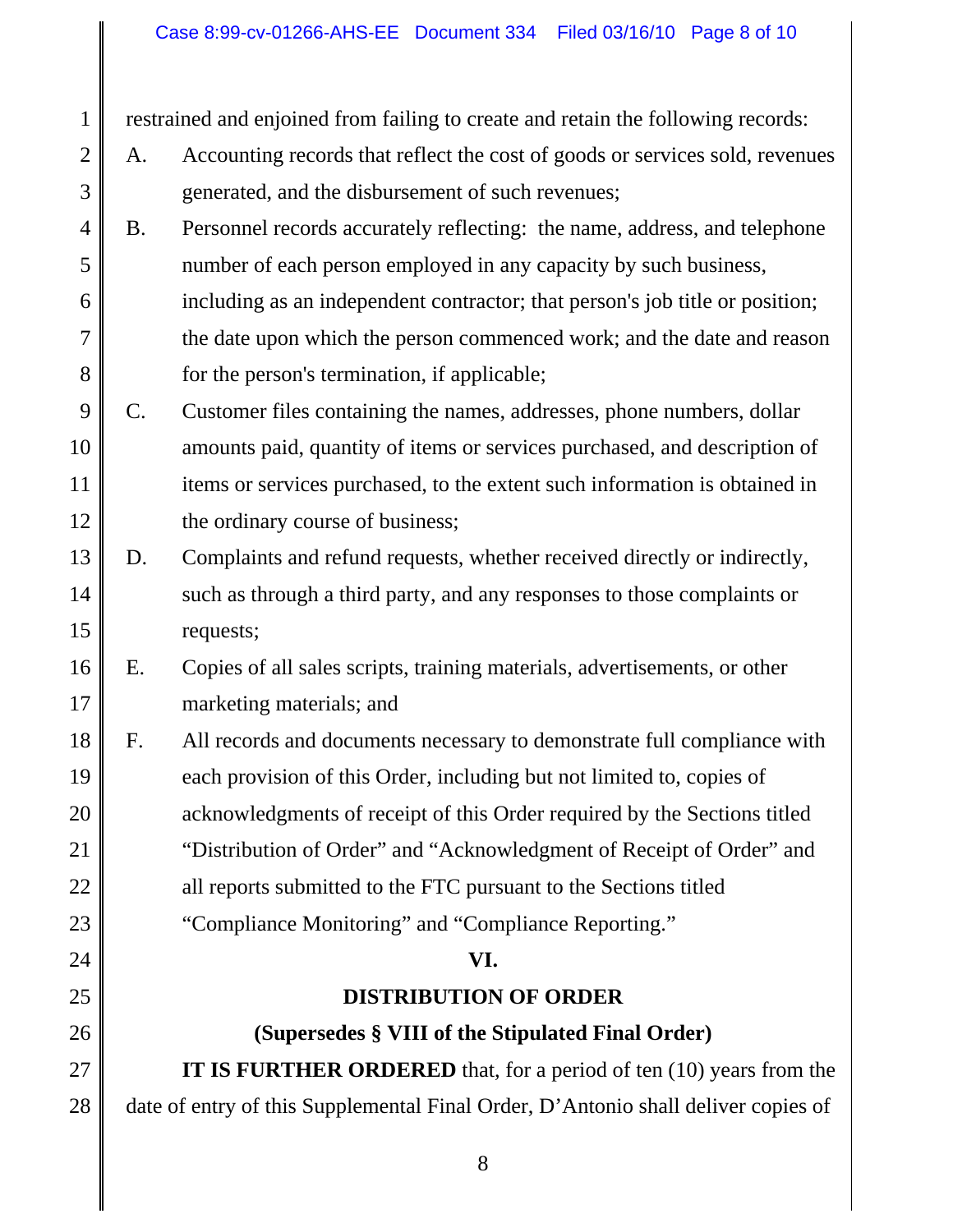restrained and enjoined from failing to create and retain the following records:

A. Accounting records that reflect the cost of goods or services sold, revenues generated, and the disbursement of such revenues;

B. Personnel records accurately reflecting: the name, address, and telephone number of each person employed in any capacity by such business, including as an independent contractor; that person's job title or position; the date upon which the person commenced work; and the date and reason for the person's termination, if applicable;

C. Customer files containing the names, addresses, phone numbers, dollar amounts paid, quantity of items or services purchased, and description of items or services purchased, to the extent such information is obtained in the ordinary course of business;

D. Complaints and refund requests, whether received directly or indirectly, such as through a third party, and any responses to those complaints or requests;

E. Copies of all sales scripts, training materials, advertisements, or other marketing materials; and

F. All records and documents necessary to demonstrate full compliance with each provision of this Order, including but not limited to, copies of acknowledgments of receipt of this Order required by the Sections titled "Distribution of Order" and "Acknowledgment of Receipt of Order" and all reports submitted to the FTC pursuant to the Sections titled "Compliance Monitoring" and "Compliance Reporting."

## VI.

## DISTRIBUTION OF ORDER

### (Supersedes § VIII of the Stipulated Final Order)

**IT IS FURTHER ORDERED** that, for a period of ten (10) years from the date of entry of this Supplemental Final Order, D'Antonio shall deliver copies of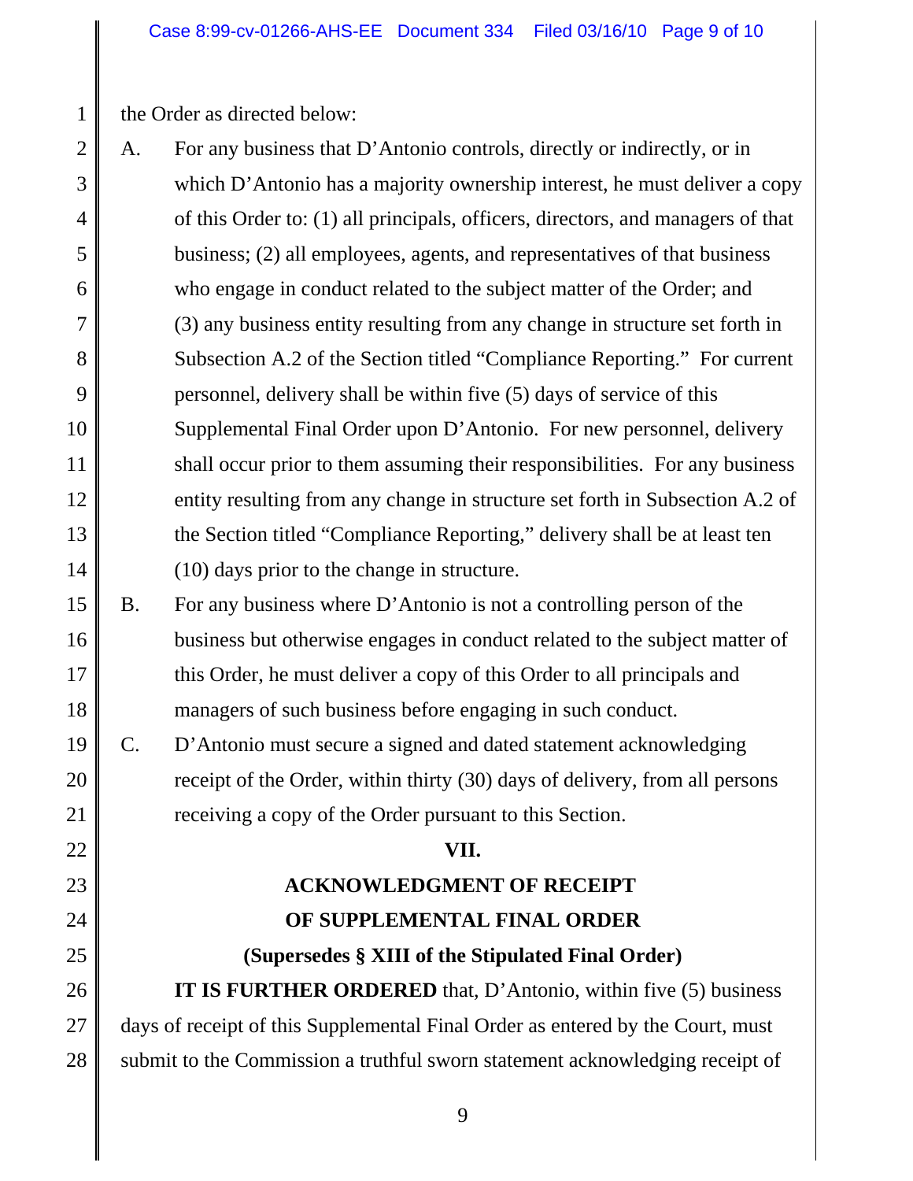the Order as directed below:

A. For any business that D'Antonio controls, directly or indirectly, or in which D'Antonio has a majority ownership interest, he must deliver a copy of this Order to: (1) all principals, officers, directors, and managers of that business; (2) all employees, agents, and representatives of that business who engage in conduct related to the subject matter of the Order; and (3) any business entity resulting from any change in structure set forth in Subsection A.2 of the Section titled "Compliance Reporting." For current personnel, delivery shall be within five (5) days of service of this Supplemental Final Order upon D'Antonio. For new personnel, delivery shall occur prior to them assuming their responsibilities. For any business entity resulting from any change in structure set forth in Subsection A.2 of the Section titled "Compliance Reporting," delivery shall be at least ten (10) days prior to the change in structure.

B. For any business where D'Antonio is not a controlling person of the business but otherwise engages in conduct related to the subject matter of this Order, he must deliver a copy of this Order to all principals and managers of such business before engaging in such conduct.

C. D'Antonio must secure a signed and dated statement acknowledging receipt of the Order, within thirty (30) days of delivery, from all persons receiving a copy of the Order pursuant to this Section.

## VII.

## ACKNOWLEDGMENT OF RECEIPT OF SUPPLEMENTAL FINAL ORDER

**(Supersedes § XIII of the Stipulated Final Order)**

**IT IS FURTHER ORDERED** that, D'Antonio, within five (5) business days of receipt of this Supplemental Final Order as entered by the Court, must submit to the Commission a truthful sworn statement acknowledging receipt of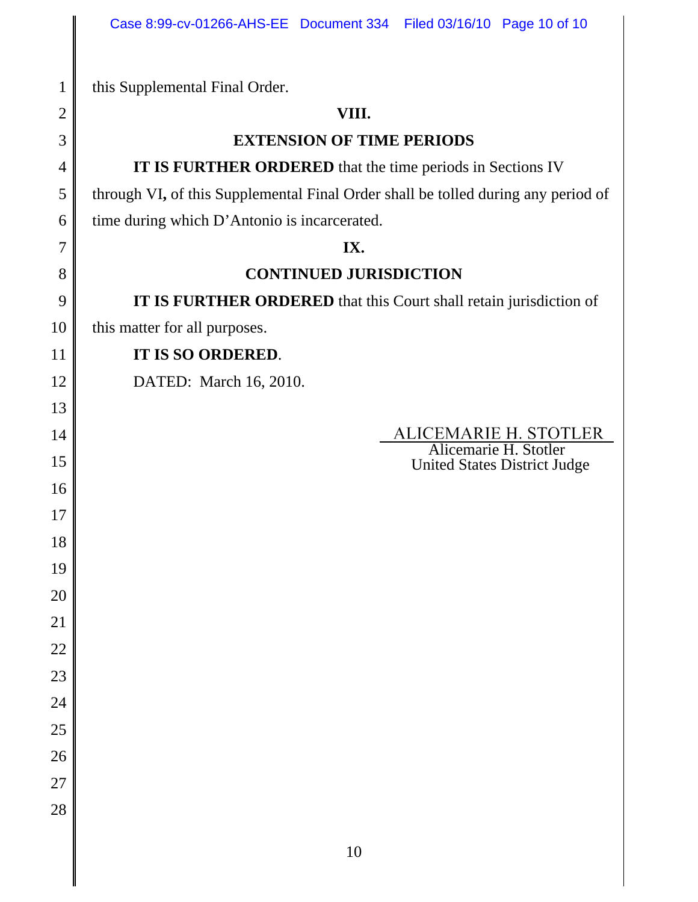this Supplemental Final Order.

## VIII.

## EXTENSION OF TIME PERIODS

**IT IS FURTHER ORDERED** that the time periods in Sections IV through VI**,** of this Supplemental Final Order shall be tolled during any period of time during which D'Antonio is incarcerated.

## IX.

## CONTINUED JURISDICTION

**IT IS FURTHER ORDERED** that this Court shall retain jurisdiction of this matter for all purposes.

**IT IS SO ORDERED**.

DATED: March 16, 2010.

ALICEMARIE H. STOTLER
Alicemarie H. Stotler
United States District Judge